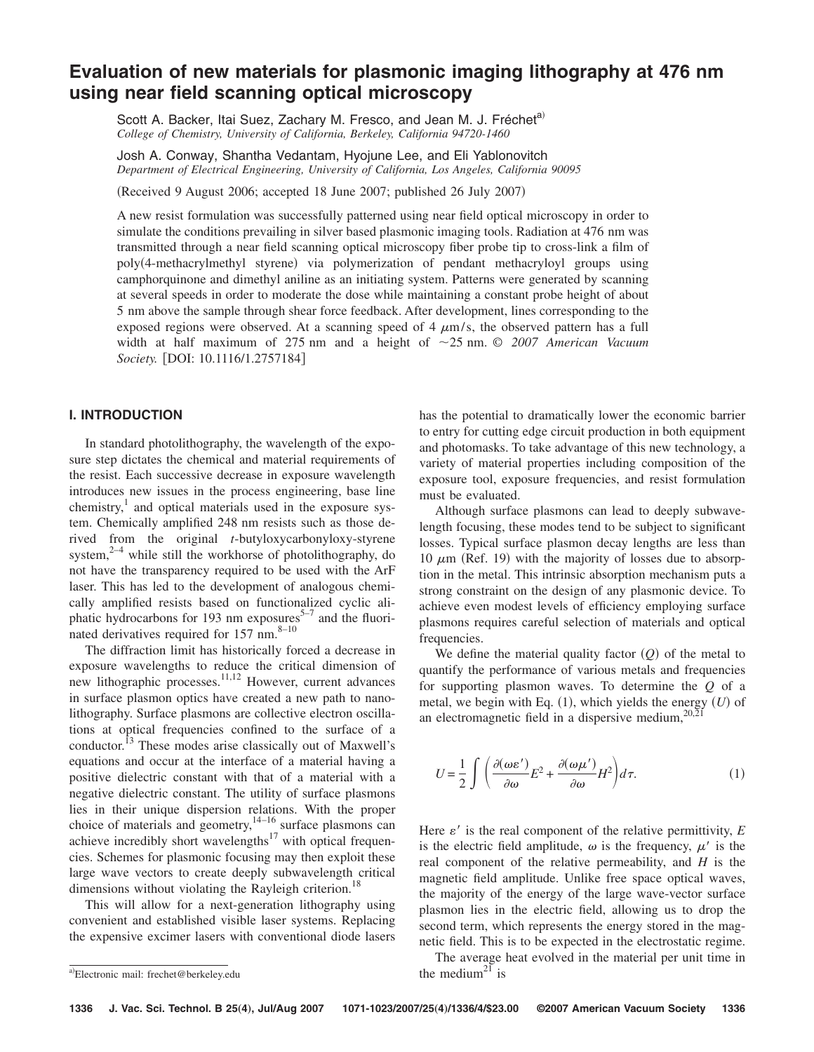# Evaluation of new materials for plasmonic imaging lithography at 476 nm using near field scanning optical microscopy

Scott A. Backer, Itai Suez, Zachary M. Fresco, and Jean M. J. Fréchet[a]
*College of Chemistry, University of California, Berkeley, California 94720-1460*

Josh A. Conway, Shantha Vedantam, Hyojune Lee, and Eli Yablonovitch
*Department of Electrical Engineering, University of California, Los Angeles, California 90095*

(Received 9 August 2006; accepted 18 June 2007; published 26 July 2007)

A new resist formulation was successfully patterned using near field optical microscopy in order to simulate the conditions prevailing in silver based plasmonic imaging tools. Radiation at 476 nm was transmitted through a near field scanning optical microscopy fiber probe tip to cross-link a film of poly(4-methacrylmethyl styrene) via polymerization of pendant methacryloyl groups using camphorquinone and dimethyl aniline as an initiating system. Patterns were generated by scanning at several speeds in order to moderate the dose while maintaining a constant probe height of about 5 nm above the sample through shear force feedback. After development, lines corresponding to the exposed regions were observed. At a scanning speed of 4 $\mu$m/s, the observed pattern has a full width at half maximum of 275 nm and a height of ~25 nm. © *2007 American Vacuum Society.* [DOI: 10.1116/1.2757184]

## I. INTRODUCTION

In standard photolithography, the wavelength of the exposure step dictates the chemical and material requirements of the resist. Each successive decrease in exposure wavelength introduces new issues in the process engineering, base line chemistry,[1] and optical materials used in the exposure system. Chemically amplified 248 nm resists such as those derived from the original *t*-butyloxycarbonyloxy-styrene system,[2–4] while still the workhorse of photolithography, do not have the transparency required to be used with the ArF laser. This has led to the development of analogous chemically amplified resists based on functionalized cyclic aliphatic hydrocarbons for 193 nm exposures[5–7] and the fluorinated derivatives required for 157 nm.[8–10]

The diffraction limit has historically forced a decrease in exposure wavelengths to reduce the critical dimension of new lithographic processes.[11,12] However, current advances in surface plasmon optics have created a new path to nanolithography. Surface plasmons are collective electron oscillations at optical frequencies confined to the surface of a conductor.[13] These modes arise classically out of Maxwell's equations and occur at the interface of a material having a positive dielectric constant with that of a material with a negative dielectric constant. The utility of surface plasmons lies in their unique dispersion relations. With the proper choice of materials and geometry,[14–16] surface plasmons can achieve incredibly short wavelengths[17] with optical frequencies. Schemes for plasmonic focusing may then exploit these large wave vectors to create deeply subwavelength critical dimensions without violating the Rayleigh criterion.[18]

This will allow for a next-generation lithography using convenient and established visible laser systems. Replacing the expensive excimer lasers with conventional diode lasers has the potential to dramatically lower the economic barrier to entry for cutting edge circuit production in both equipment and photomasks. To take advantage of this new technology, a variety of material properties including composition of the exposure tool, exposure frequencies, and resist formulation must be evaluated.

Although surface plasmons can lead to deeply subwavelength focusing, these modes tend to be subject to significant losses. Typical surface plasmon decay lengths are less than 10 $\mu$m (Ref. 19) with the majority of losses due to absorption in the metal. This intrinsic absorption mechanism puts a strong constraint on the design of any plasmonic device. To achieve even modest levels of efficiency employing surface plasmons requires careful selection of materials and optical frequencies.

We define the material quality factor $(Q)$ of the metal to quantify the performance of various metals and frequencies for supporting plasmon waves. To determine the $Q$ of a metal, we begin with Eq. (1), which yields the energy $(U)$ of an electromagnetic field in a dispersive medium,[20,21]

$$U = \frac{1}{2}\int\left(\frac{\partial(\omega\varepsilon')}{\partial\omega}E^2 + \frac{\partial(\omega\mu')}{\partial\omega}H^2\right)d\tau. \quad (1)$$

Here $\varepsilon'$ is the real component of the relative permittivity, $E$ is the electric field amplitude, $\omega$ is the frequency, $\mu'$ is the real component of the relative permeability, and $H$ is the magnetic field amplitude. Unlike free space optical waves, the majority of the energy of the large wave-vector surface plasmon lies in the electric field, allowing us to drop the second term, which represents the energy stored in the magnetic field. This is to be expected in the electrostatic regime.

The average heat evolved in the material per unit time in the medium[21] is

[a]Electronic mail: frechet@berkeley.edu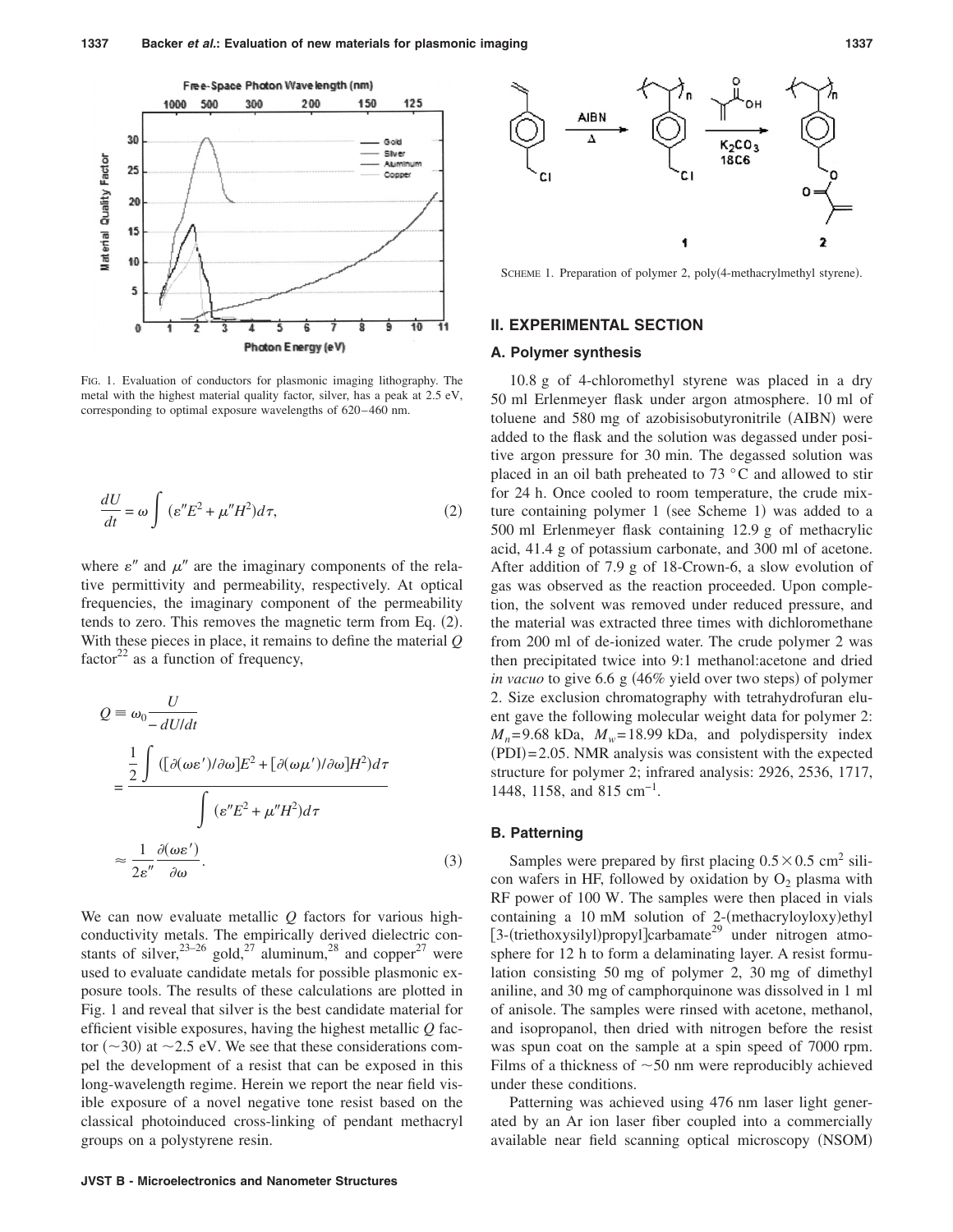FIG. 1. Evaluation of conductors for plasmonic imaging lithography. The metal with the highest material quality factor, silver, has a peak at 2.5 eV, corresponding to optimal exposure wavelengths of 620–460 nm.

$$\frac{dU}{dt} = \omega \int (\varepsilon'' E^2 + \mu'' H^2) d\tau, \tag{2}$$

where $\varepsilon''$ and $\mu''$ are the imaginary components of the relative permittivity and permeability, respectively. At optical frequencies, the imaginary component of the permeability tends to zero. This removes the magnetic term from Eq. (2). With these pieces in place, it remains to define the material $Q$ factor[22] as a function of frequency,

$$Q \equiv \omega_0 \frac{U}{-dU/dt} = \frac{\frac{1}{2}\int ([\partial(\omega\varepsilon')/\partial\omega]E^2 + [\partial(\omega\mu')/\partial\omega]H^2) d\tau}{\int (\varepsilon'' E^2 + \mu'' H^2) d\tau} \approx \frac{1}{2\varepsilon''}\frac{\partial(\omega\varepsilon')}{\partial\omega}. \tag{3}$$

We can now evaluate metallic $Q$ factors for various high-conductivity metals. The empirically derived dielectric constants of silver,[23–26] gold,[27] aluminum,[28] and copper[27] were used to evaluate candidate metals for possible plasmonic exposure tools. The results of these calculations are plotted in Fig. 1 and reveal that silver is the best candidate material for efficient visible exposures, having the highest metallic $Q$ factor ($\sim$30) at $\sim$2.5 eV. We see that these considerations compel the development of a resist that can be exposed in this long-wavelength regime. Herein we report the near field visible exposure of a novel negative tone resist based on the classical photoinduced cross-linking of pendant methacryl groups on a polystyrene resin.

SCHEME 1. Preparation of polymer 2, poly(4-methacrylmethyl styrene).

## II. EXPERIMENTAL SECTION

### A. Polymer synthesis

10.8 g of 4-chloromethyl styrene was placed in a dry 50 ml Erlenmeyer flask under argon atmosphere. 10 ml of toluene and 580 mg of azobisisobutyronitrile (AIBN) were added to the flask and the solution was degassed under positive argon pressure for 30 min. The degassed solution was placed in an oil bath preheated to 73 °C and allowed to stir for 24 h. Once cooled to room temperature, the crude mixture containing polymer 1 (see Scheme 1) was added to a 500 ml Erlenmeyer flask containing 12.9 g of methacrylic acid, 41.4 g of potassium carbonate, and 300 ml of acetone. After addition of 7.9 g of 18-Crown-6, a slow evolution of gas was observed as the reaction proceeded. Upon completion, the solvent was removed under reduced pressure, and the material was extracted three times with dichloromethane from 200 ml of de-ionized water. The crude polymer 2 was then precipitated twice into 9:1 methanol:acetone and dried *in vacuo* to give 6.6 g (46% yield over two steps) of polymer 2. Size exclusion chromatography with tetrahydrofuran eluent gave the following molecular weight data for polymer 2: $M_n$=9.68 kDa, $M_w$=18.99 kDa, and polydispersity index (PDI)=2.05. NMR analysis was consistent with the expected structure for polymer 2; infrared analysis: 2926, 2536, 1717, 1448, 1158, and 815 cm$^{-1}$.

### B. Patterning

Samples were prepared by first placing $0.5 \times 0.5$ cm$^2$ silicon wafers in HF, followed by oxidation by $O_2$ plasma with RF power of 100 W. The samples were then placed in vials containing a 10 mM solution of 2-(methacryloyloxy)ethyl [3-(triethoxysilyl)propyl]carbamate[29] under nitrogen atmosphere for 12 h to form a delaminating layer. A resist formulation containing 50 mg of polymer 2, 30 mg of dimethyl aniline, and 30 mg of camphorquinone was dissolved in 1 ml of anisole. The samples were rinsed with acetone, methanol, and isopropanol, then dried with nitrogen before the resist was spun coat on the sample at a spin speed of 7000 rpm. Films of a thickness of $\sim$50 nm were reproducibly achieved under these conditions.

Patterning was achieved using 476 nm laser light generated by an Ar ion laser fiber coupled into a commercially available near field scanning optical microscopy (NSOM)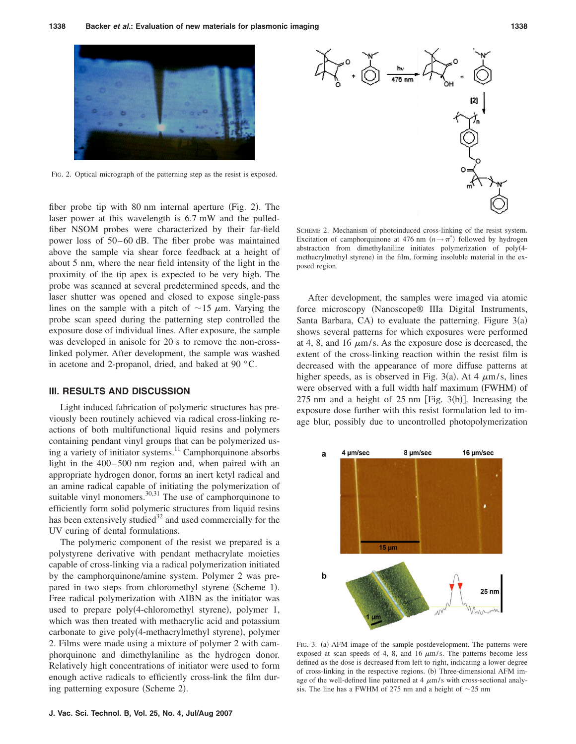FIG. 2. Optical micrograph of the patterning step as the resist is exposed.

fiber probe tip with 80 nm internal aperture (Fig. 2). The laser power at this wavelength is 6.7 mW and the pulled-fiber NSOM probes were characterized by their far-field power loss of 50–60 dB. The fiber probe was maintained above the sample via shear force feedback at a height of about 5 nm, where the near field intensity of the light in the proximity of the tip apex is expected to be very high. The probe was scanned at several predetermined speeds, and the laser shutter was opened and closed to expose single-pass lines on the sample with a pitch of ~15 $\mu$m. Varying the probe scan speed during the patterning step controlled the exposure dose of individual lines. After exposure, the sample was developed in anisole for 20 s to remove the non-cross-linked polymer. After development, the sample was washed in acetone and 2-propanol, dried, and baked at 90 °C.

## III. RESULTS AND DISCUSSION

Light induced fabrication of polymeric structures has previously been routinely achieved via radical cross-linking reactions of both multifunctional liquid resins and polymers containing pendant vinyl groups that can be polymerized using a variety of initiator systems.[11] Camphorquinone absorbs light in the 400–500 nm region and, when paired with an appropriate hydrogen donor, forms an inert ketyl radical and an amine radical capable of initiating the polymerization of suitable vinyl monomers.[30,31] The use of camphorquinone to efficiently form solid polymeric structures from liquid resins has been extensively studied[32] and used commercially for the UV curing of dental formulations.

The polymeric component of the resist we prepared is a polystyrene derivative with pendant methacrylate moieties capable of cross-linking via a radical polymerization initiated by the camphorquinone/amine system. Polymer 2 was prepared in two steps from chloromethyl styrene (Scheme 1). Free radical polymerization with AIBN as the initiator was used to prepare poly(4-chloromethyl styrene), polymer 1, which was then treated with methacrylic acid and potassium carbonate to give poly(4-methacrylmethyl styrene), polymer 2. Films were made using a mixture of polymer 2 with camphorquinone and dimethylaniline as the hydrogen donor. Relatively high concentrations of initiator were used to form enough active radicals to efficiently cross-link the film during patterning exposure (Scheme 2).

SCHEME 2. Mechanism of photoinduced cross-linking of the resist system. Excitation of camphorquinone at 476 nm ($n \rightarrow \pi^*$) followed by hydrogen abstraction from dimethylaniline initiates polymerization of poly(4-methacrylmethyl styrene) in the film, forming insoluble material in the exposed region.

After development, the samples were imaged via atomic force microscopy (Nanoscope® IIIa Digital Instruments, Santa Barbara, CA) to evaluate the patterning. Figure 3(a) shows several patterns for which exposures were performed at 4, 8, and 16 $\mu$m/s. As the exposure dose is decreased, the extent of the cross-linking reaction within the resist film is decreased with the appearance of more diffuse patterns at higher speeds, as is observed in Fig. 3(a). At 4 $\mu$m/s, lines were observed with a full width half maximum (FWHM) of 275 nm and a height of 25 nm [Fig. 3(b)]. Increasing the exposure dose further with this resist formulation led to image blur, possibly due to uncontrolled photopolymerization

FIG. 3. (a) AFM image of the sample postdevelopment. The patterns were exposed at scan speeds of 4, 8, and 16 $\mu$m/s. The patterns become less defined as the dose is decreased from left to right, indicating a lower degree of cross-linking in the respective regions. (b) Three-dimensional AFM image of the well-defined line patterned at 4 $\mu$m/s with cross-sectional analysis. The line has a FWHM of 275 nm and a height of ~25 nm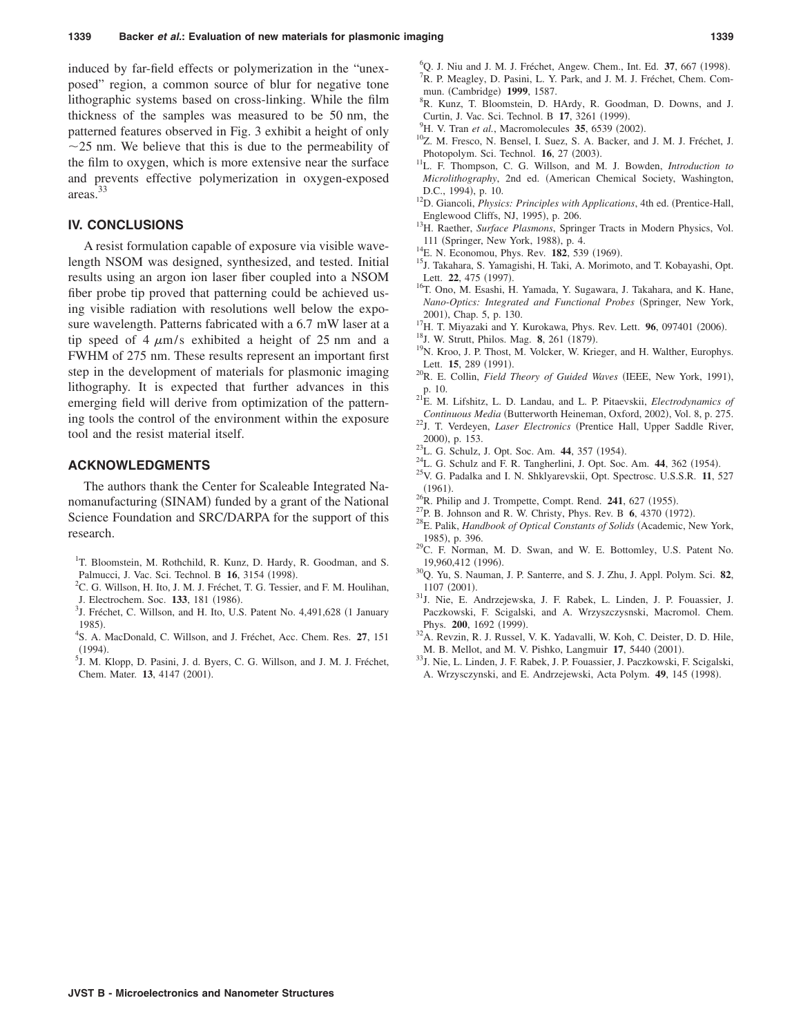induced by far-field effects or polymerization in the "unexposed" region, a common source of blur for negative tone lithographic systems based on cross-linking. While the film thickness of the samples was measured to be 50 nm, the patterned features observed in Fig. 3 exhibit a height of only ~25 nm. We believe that this is due to the permeability of the film to oxygen, which is more extensive near the surface and prevents effective polymerization in oxygen-exposed areas.[33]

## IV. CONCLUSIONS

A resist formulation capable of exposure via visible wavelength NSOM was designed, synthesized, and tested. Initial results using an argon ion laser fiber coupled into a NSOM fiber probe tip proved that patterning could be achieved using visible radiation with resolutions well below the exposure wavelength. Patterns fabricated with a 6.7 mW laser at a tip speed of 4 $\mu$m/s exhibited a height of 25 nm and a FWHM of 275 nm. These results represent an important first step in the development of materials for plasmonic imaging lithography. It is expected that further advances in this emerging field will derive from optimization of the patterning tools the control of the environment within the exposure tool and the resist material itself.

## ACKNOWLEDGMENTS

The authors thank the Center for Scaleable Integrated Nanomanufacturing (SINAM) funded by a grant of the National Science Foundation and SRC/DARPA for the support of this research.

[1]T. Bloomstein, M. Rothchild, R. Kunz, D. Hardy, R. Goodman, and S. Palmucci, J. Vac. Sci. Technol. B **16**, 3154 (1998).

[2]C. G. Willson, H. Ito, J. M. J. Fréchet, T. G. Tessier, and F. M. Houlihan, J. Electrochem. Soc. **133**, 181 (1986).

[3]J. Fréchet, C. Willson, and H. Ito, U.S. Patent No. 4,491,628 (1 January 1985).

[4]S. A. MacDonald, C. Willson, and J. Fréchet, Acc. Chem. Res. **27**, 151 (1994).

[5]J. M. Klopp, D. Pasini, J. d. Byers, C. G. Willson, and J. M. J. Fréchet, Chem. Mater. **13**, 4147 (2001).

[6]Q. J. Niu and J. M. J. Fréchet, Angew. Chem., Int. Ed. **37**, 667 (1998).

[7]R. P. Meagley, D. Pasini, L. Y. Park, and J. M. J. Fréchet, Chem. Commun. (Cambridge) **1999**, 1587.

[8]R. Kunz, T. Bloomstein, D. HArdy, R. Goodman, D. Downs, and J. Curtin, J. Vac. Sci. Technol. B **17**, 3261 (1999).

[9]H. V. Tran *et al.*, Macromolecules **35**, 6539 (2002).

[10]Z. M. Fresco, N. Bensel, I. Suez, S. A. Backer, and J. M. J. Fréchet, J. Photopolym. Sci. Technol. **16**, 27 (2003).

[11]L. F. Thompson, C. G. Willson, and M. J. Bowden, *Introduction to Microlithography*, 2nd ed. (American Chemical Society, Washington, D.C., 1994), p. 10.

[12]D. Giancoli, *Physics: Principles with Applications*, 4th ed. (Prentice-Hall, Englewood Cliffs, NJ, 1995), p. 206.

[13]H. Raether, *Surface Plasmons*, Springer Tracts in Modern Physics, Vol. 111 (Springer, New York, 1988), p. 4.

[14]E. N. Economou, Phys. Rev. **182**, 539 (1969).

[15]J. Takahara, S. Yamagishi, H. Taki, A. Morimoto, and T. Kobayashi, Opt. Lett. **22**, 475 (1997).

[16]T. Ono, M. Esashi, H. Yamada, Y. Sugawara, J. Takahara, and K. Hane, *Nano-Optics: Integrated and Functional Probes* (Springer, New York, 2001), Chap. 5, p. 130.

[17]H. T. Miyazaki and Y. Kurokawa, Phys. Rev. Lett. **96**, 097401 (2006).

[18]J. W. Strutt, Philos. Mag. **8**, 261 (1879).

[19]N. Kroo, J. P. Thost, M. Volcker, W. Krieger, and H. Walther, Europhys. Lett. **15**, 289 (1991).

[20]R. E. Collin, *Field Theory of Guided Waves* (IEEE, New York, 1991), p. 10.

[21]E. M. Lifshitz, L. D. Landau, and L. P. Pitaevskii, *Electrodynamics of Continuous Media* (Butterworth Heineman, Oxford, 2002), Vol. 8, p. 275.

[22]J. T. Verdeyen, *Laser Electronics* (Prentice Hall, Upper Saddle River, 2000), p. 153.

[23]L. G. Schulz, J. Opt. Soc. Am. **44**, 357 (1954).

[24]L. G. Schulz and F. R. Tangherlini, J. Opt. Soc. Am. **44**, 362 (1954).

[25]V. G. Padalka and I. N. Shklyarevskii, Opt. Spectrosc. U.S.S.R. **11**, 527 (1961).

[26]R. Philip and J. Trompette, Compt. Rend. **241**, 627 (1955).

[27]P. B. Johnson and R. W. Christy, Phys. Rev. B **6**, 4370 (1972).

[28]E. Palik, *Handbook of Optical Constants of Solids* (Academic, New York, 1985), p. 396.

[29]C. F. Norman, M. D. Swan, and W. E. Bottomley, U.S. Patent No. 19,960,412 (1996).

[30]Q. Yu, S. Nauman, J. P. Santerre, and S. J. Zhu, J. Appl. Polym. Sci. **82**, 1107 (2001).

[31]J. Nie, E. Andrzejewska, J. F. Rabek, L. Linden, J. P. Fouassier, J. Paczkowski, F. Scigalski, and A. Wrzyszczysnski, Macromol. Chem. Phys. **200**, 1692 (1999).

[32]A. Revzin, R. J. Russel, V. K. Yadavalli, W. Koh, C. Deister, D. D. Hile, M. B. Mellot, and M. V. Pishko, Langmuir **17**, 5440 (2001).

[33]J. Nie, L. Linden, J. F. Rabek, J. P. Fouassier, J. Paczkowski, F. Scigalski, A. Wrzysczynski, and E. Andrzejewski, Acta Polym. **49**, 145 (1998).